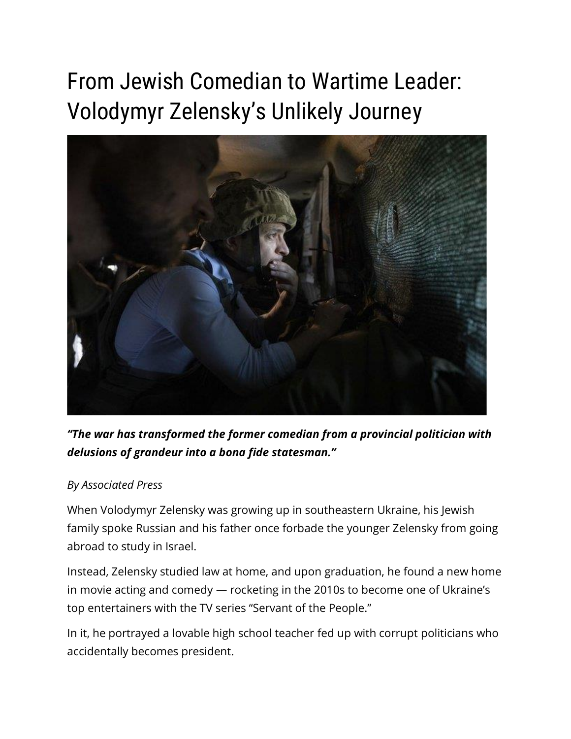# From Jewish Comedian to Wartime Leader: Volodymyr Zelensky's Unlikely Journey

***"The war has transformed the former comedian from a provincial politician with delusions of grandeur into a bona fide statesman."***

*By Associated Press*

When Volodymyr Zelensky was growing up in southeastern Ukraine, his Jewish family spoke Russian and his father once forbade the younger Zelensky from going abroad to study in Israel.

Instead, Zelensky studied law at home, and upon graduation, he found a new home in movie acting and comedy — rocketing in the 2010s to become one of Ukraine's top entertainers with the TV series "Servant of the People."

In it, he portrayed a lovable high school teacher fed up with corrupt politicians who accidentally becomes president.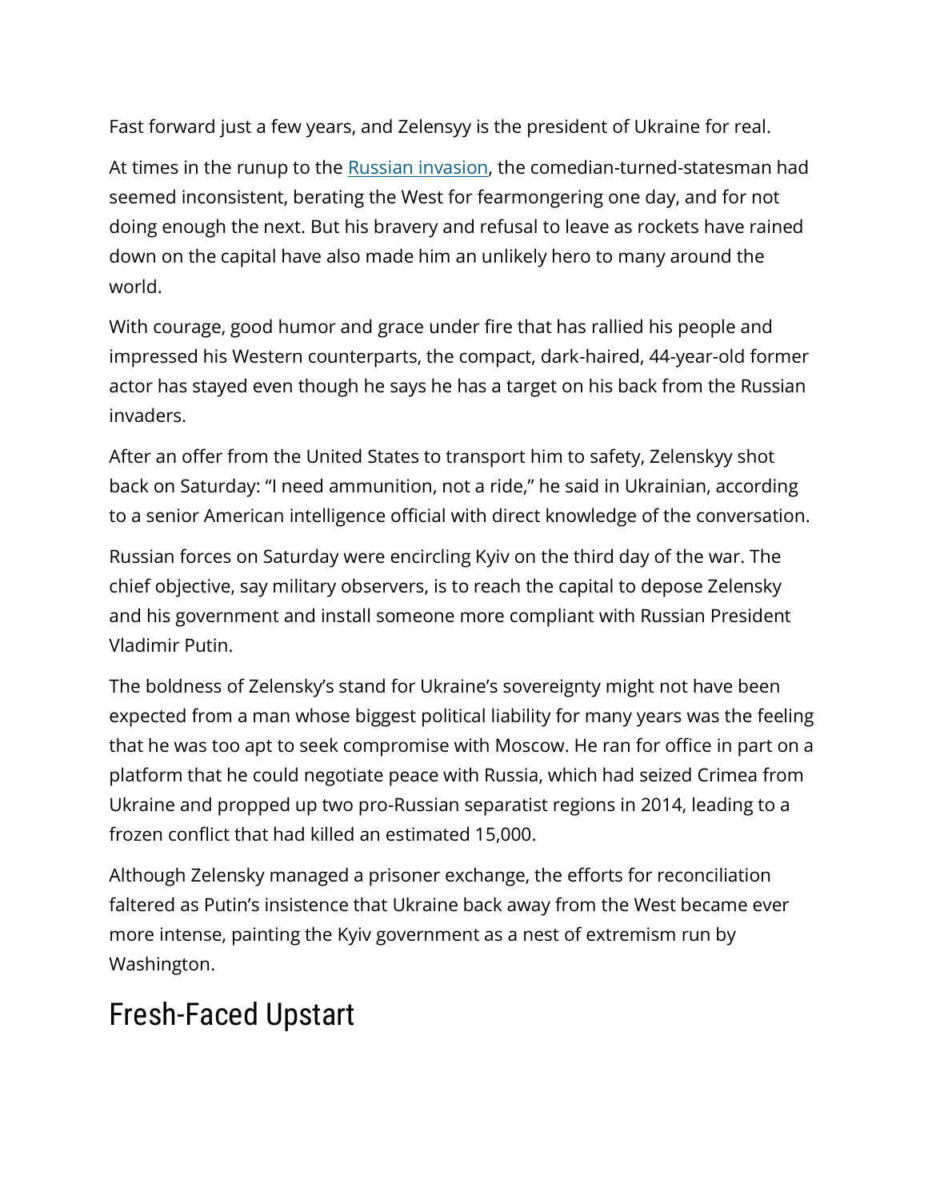Fast forward just a few years, and Zelensyy is the president of Ukraine for real.

At times in the runup to the [Russian invasion](), the comedian-turned-statesman had seemed inconsistent, berating the West for fearmongering one day, and for not doing enough the next. But his bravery and refusal to leave as rockets have rained down on the capital have also made him an unlikely hero to many around the world.

With courage, good humor and grace under fire that has rallied his people and impressed his Western counterparts, the compact, dark-haired, 44-year-old former actor has stayed even though he says he has a target on his back from the Russian invaders.

After an offer from the United States to transport him to safety, Zelenskyy shot back on Saturday: "I need ammunition, not a ride," he said in Ukrainian, according to a senior American intelligence official with direct knowledge of the conversation.

Russian forces on Saturday were encircling Kyiv on the third day of the war. The chief objective, say military observers, is to reach the capital to depose Zelensky and his government and install someone more compliant with Russian President Vladimir Putin.

The boldness of Zelensky's stand for Ukraine's sovereignty might not have been expected from a man whose biggest political liability for many years was the feeling that he was too apt to seek compromise with Moscow. He ran for office in part on a platform that he could negotiate peace with Russia, which had seized Crimea from Ukraine and propped up two pro-Russian separatist regions in 2014, leading to a frozen conflict that had killed an estimated 15,000.

Although Zelensky managed a prisoner exchange, the efforts for reconciliation faltered as Putin's insistence that Ukraine back away from the West became ever more intense, painting the Kyiv government as a nest of extremism run by Washington.

## Fresh-Faced Upstart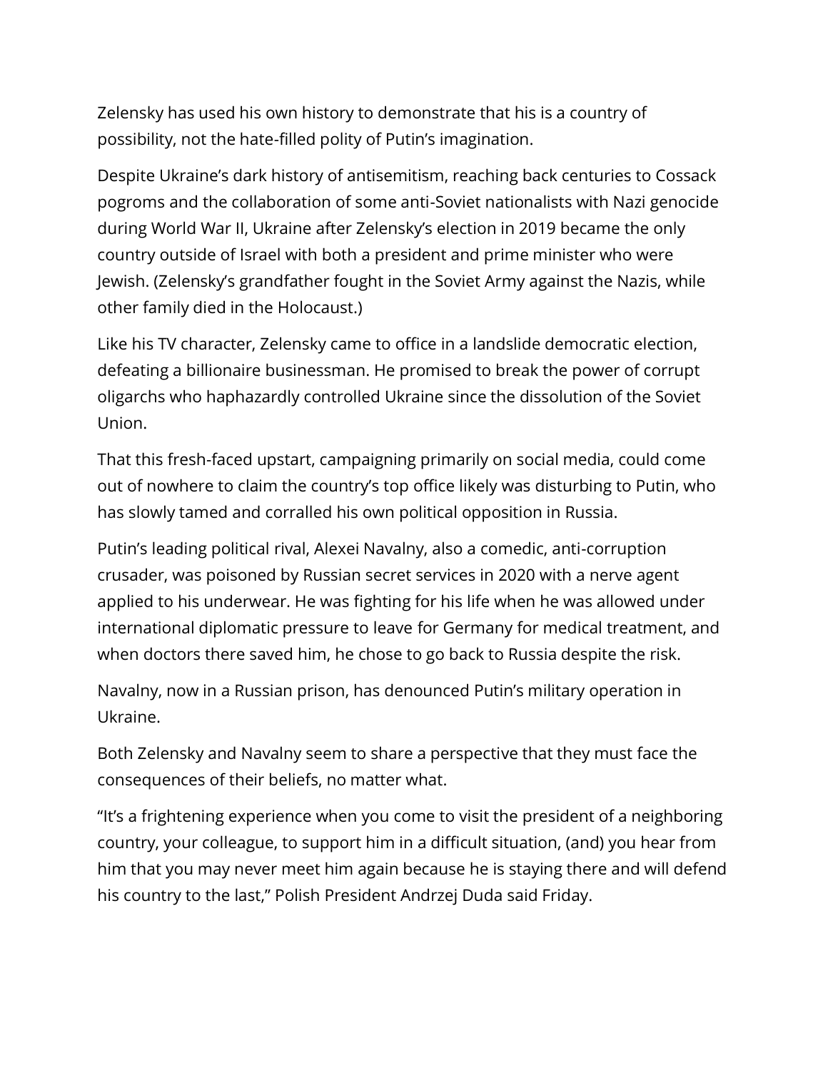Zelensky has used his own history to demonstrate that his is a country of possibility, not the hate-filled polity of Putin's imagination.

Despite Ukraine's dark history of antisemitism, reaching back centuries to Cossack pogroms and the collaboration of some anti-Soviet nationalists with Nazi genocide during World War II, Ukraine after Zelensky's election in 2019 became the only country outside of Israel with both a president and prime minister who were Jewish. (Zelensky's grandfather fought in the Soviet Army against the Nazis, while other family died in the Holocaust.)

Like his TV character, Zelensky came to office in a landslide democratic election, defeating a billionaire businessman. He promised to break the power of corrupt oligarchs who haphazardly controlled Ukraine since the dissolution of the Soviet Union.

That this fresh-faced upstart, campaigning primarily on social media, could come out of nowhere to claim the country's top office likely was disturbing to Putin, who has slowly tamed and corralled his own political opposition in Russia.

Putin's leading political rival, Alexei Navalny, also a comedic, anti-corruption crusader, was poisoned by Russian secret services in 2020 with a nerve agent applied to his underwear. He was fighting for his life when he was allowed under international diplomatic pressure to leave for Germany for medical treatment, and when doctors there saved him, he chose to go back to Russia despite the risk.

Navalny, now in a Russian prison, has denounced Putin's military operation in Ukraine.

Both Zelensky and Navalny seem to share a perspective that they must face the consequences of their beliefs, no matter what.

"It's a frightening experience when you come to visit the president of a neighboring country, your colleague, to support him in a difficult situation, (and) you hear from him that you may never meet him again because he is staying there and will defend his country to the last," Polish President Andrzej Duda said Friday.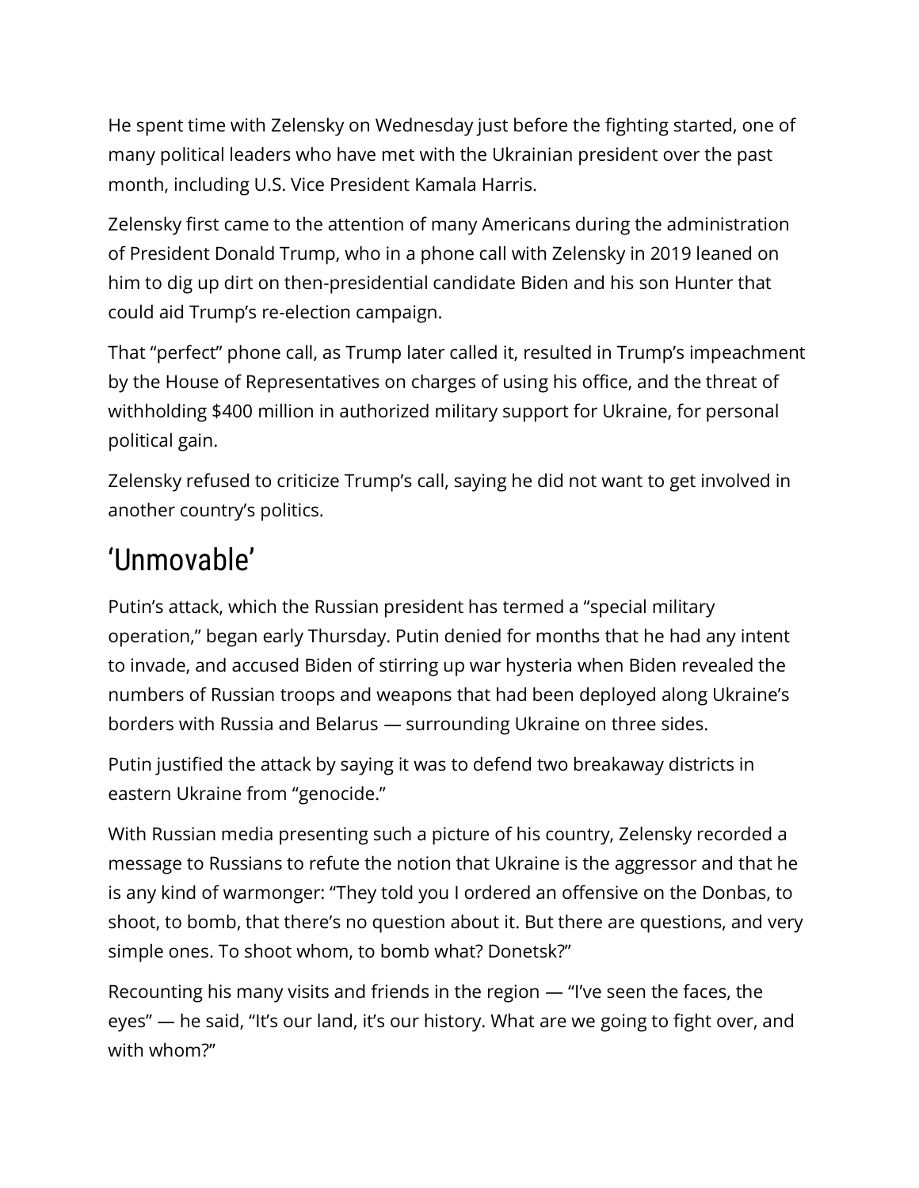He spent time with Zelensky on Wednesday just before the fighting started, one of many political leaders who have met with the Ukrainian president over the past month, including U.S. Vice President Kamala Harris.

Zelensky first came to the attention of many Americans during the administration of President Donald Trump, who in a phone call with Zelensky in 2019 leaned on him to dig up dirt on then-presidential candidate Biden and his son Hunter that could aid Trump's re-election campaign.

That "perfect" phone call, as Trump later called it, resulted in Trump's impeachment by the House of Representatives on charges of using his office, and the threat of withholding $400 million in authorized military support for Ukraine, for personal political gain.

Zelensky refused to criticize Trump's call, saying he did not want to get involved in another country's politics.

## 'Unmovable'

Putin's attack, which the Russian president has termed a "special military operation," began early Thursday. Putin denied for months that he had any intent to invade, and accused Biden of stirring up war hysteria when Biden revealed the numbers of Russian troops and weapons that had been deployed along Ukraine's borders with Russia and Belarus — surrounding Ukraine on three sides.

Putin justified the attack by saying it was to defend two breakaway districts in eastern Ukraine from "genocide."

With Russian media presenting such a picture of his country, Zelensky recorded a message to Russians to refute the notion that Ukraine is the aggressor and that he is any kind of warmonger: "They told you I ordered an offensive on the Donbas, to shoot, to bomb, that there's no question about it. But there are questions, and very simple ones. To shoot whom, to bomb what? Donetsk?"

Recounting his many visits and friends in the region — "I've seen the faces, the eyes" — he said, "It's our land, it's our history. What are we going to fight over, and with whom?"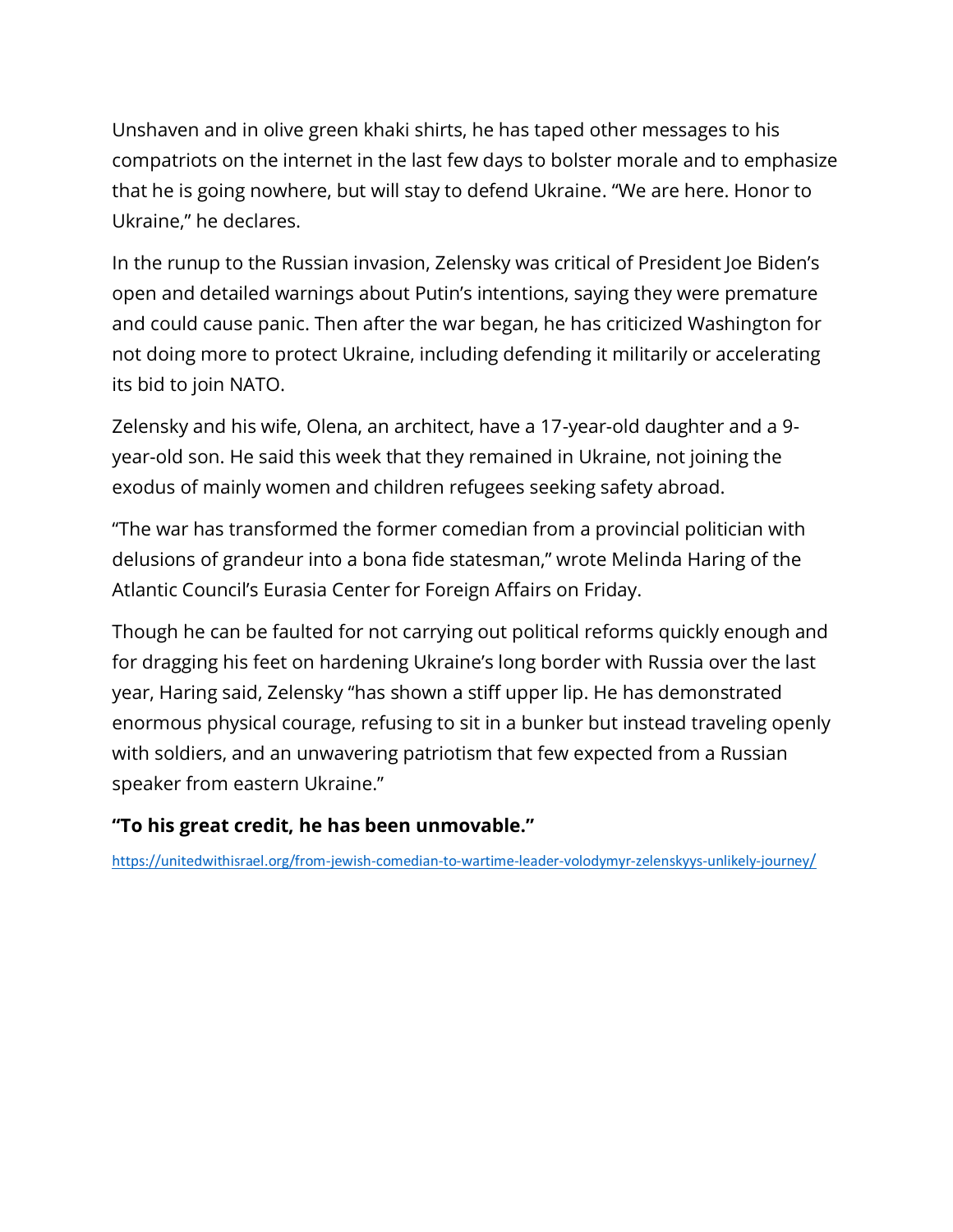Unshaven and in olive green khaki shirts, he has taped other messages to his compatriots on the internet in the last few days to bolster morale and to emphasize that he is going nowhere, but will stay to defend Ukraine. "We are here. Honor to Ukraine," he declares.

In the runup to the Russian invasion, Zelensky was critical of President Joe Biden's open and detailed warnings about Putin's intentions, saying they were premature and could cause panic. Then after the war began, he has criticized Washington for not doing more to protect Ukraine, including defending it militarily or accelerating its bid to join NATO.

Zelensky and his wife, Olena, an architect, have a 17-year-old daughter and a 9-year-old son. He said this week that they remained in Ukraine, not joining the exodus of mainly women and children refugees seeking safety abroad.

"The war has transformed the former comedian from a provincial politician with delusions of grandeur into a bona fide statesman," wrote Melinda Haring of the Atlantic Council's Eurasia Center for Foreign Affairs on Friday.

Though he can be faulted for not carrying out political reforms quickly enough and for dragging his feet on hardening Ukraine's long border with Russia over the last year, Haring said, Zelensky "has shown a stiff upper lip. He has demonstrated enormous physical courage, refusing to sit in a bunker but instead traveling openly with soldiers, and an unwavering patriotism that few expected from a Russian speaker from eastern Ukraine."

**"To his great credit, he has been unmovable."**

https://unitedwithisrael.org/from-jewish-comedian-to-wartime-leader-volodymyr-zelenskyys-unlikely-journey/